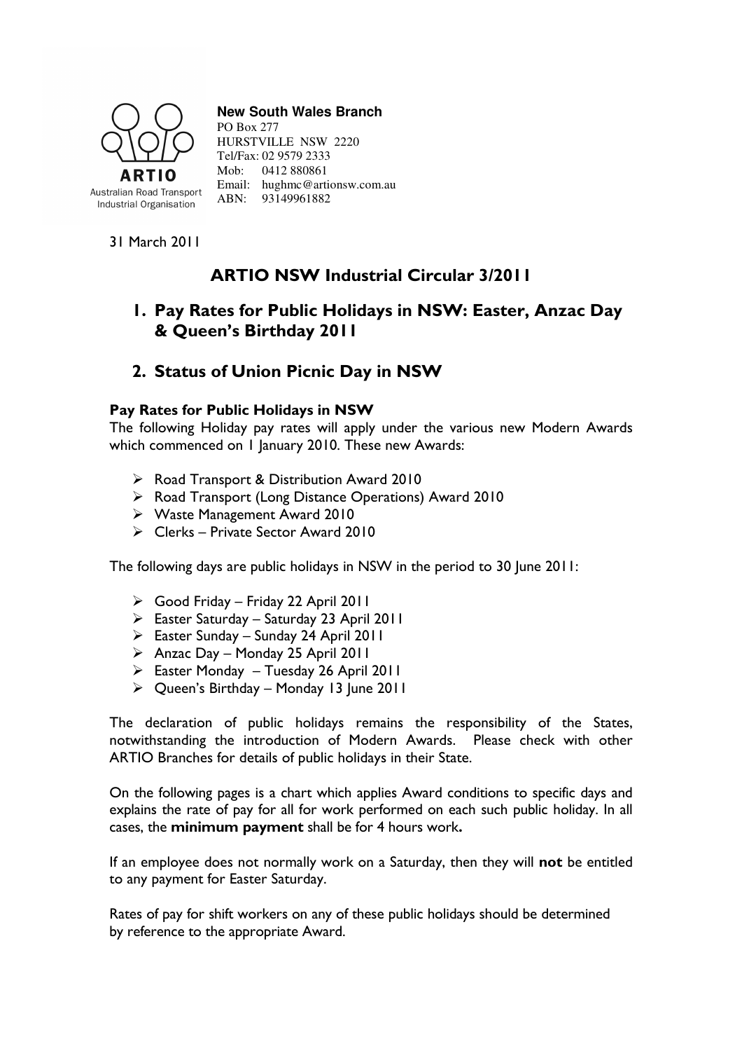ARTIO
Australian Road Transport Industrial Organisation

**New South Wales Branch**
PO Box 277
HURSTVILLE NSW 2220
Tel/Fax: 02 9579 2333
Mob: 0412 880861
Email: hughmc@artionsw.com.au
ABN: 93149961882

31 March 2011

# ARTIO NSW Industrial Circular 3/2011

## 1. Pay Rates for Public Holidays in NSW: Easter, Anzac Day & Queen's Birthday 2011

## 2. Status of Union Picnic Day in NSW

### Pay Rates for Public Holidays in NSW

The following Holiday pay rates will apply under the various new Modern Awards which commenced on 1 January 2010. These new Awards:

- Road Transport & Distribution Award 2010
- Road Transport (Long Distance Operations) Award 2010
- Waste Management Award 2010
- Clerks – Private Sector Award 2010

The following days are public holidays in NSW in the period to 30 June 2011:

- Good Friday – Friday 22 April 2011
- Easter Saturday – Saturday 23 April 2011
- Easter Sunday – Sunday 24 April 2011
- Anzac Day – Monday 25 April 2011
- Easter Monday – Tuesday 26 April 2011
- Queen's Birthday – Monday 13 June 2011

The declaration of public holidays remains the responsibility of the States, notwithstanding the introduction of Modern Awards. Please check with other ARTIO Branches for details of public holidays in their State.

On the following pages is a chart which applies Award conditions to specific days and explains the rate of pay for all for work performed on each such public holiday. In all cases, the **minimum payment** shall be for 4 hours work**.**

If an employee does not normally work on a Saturday, then they will **not** be entitled to any payment for Easter Saturday.

Rates of pay for shift workers on any of these public holidays should be determined by reference to the appropriate Award.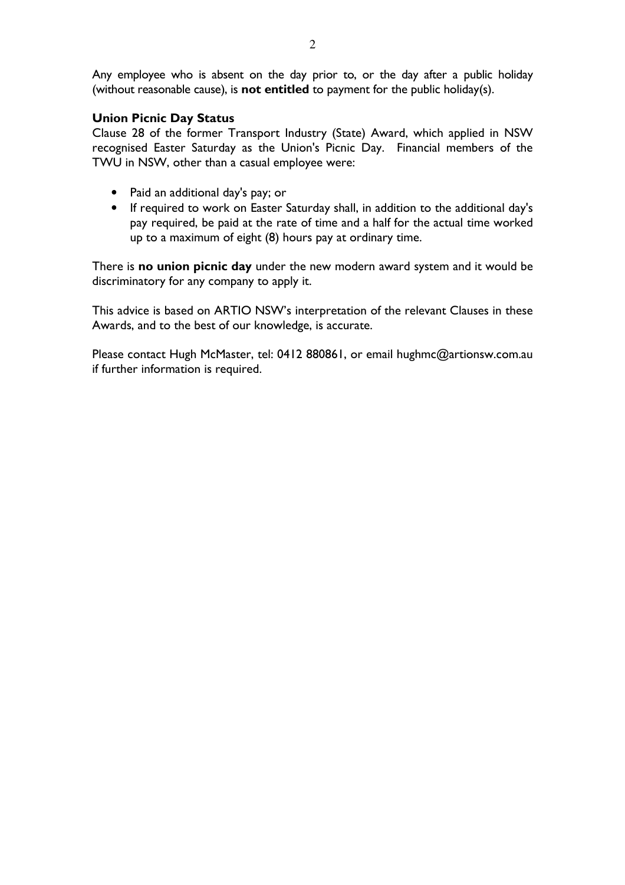Any employee who is absent on the day prior to, or the day after a public holiday (without reasonable cause), is **not entitled** to payment for the public holiday(s).

**Union Picnic Day Status**

Clause 28 of the former Transport Industry (State) Award, which applied in NSW recognised Easter Saturday as the Union's Picnic Day. Financial members of the TWU in NSW, other than a casual employee were:

- Paid an additional day's pay; or
- If required to work on Easter Saturday shall, in addition to the additional day's pay required, be paid at the rate of time and a half for the actual time worked up to a maximum of eight (8) hours pay at ordinary time.

There is **no union picnic day** under the new modern award system and it would be discriminatory for any company to apply it.

This advice is based on ARTIO NSW's interpretation of the relevant Clauses in these Awards, and to the best of our knowledge, is accurate.

Please contact Hugh McMaster, tel: 0412 880861, or email hughmc@artionsw.com.au if further information is required.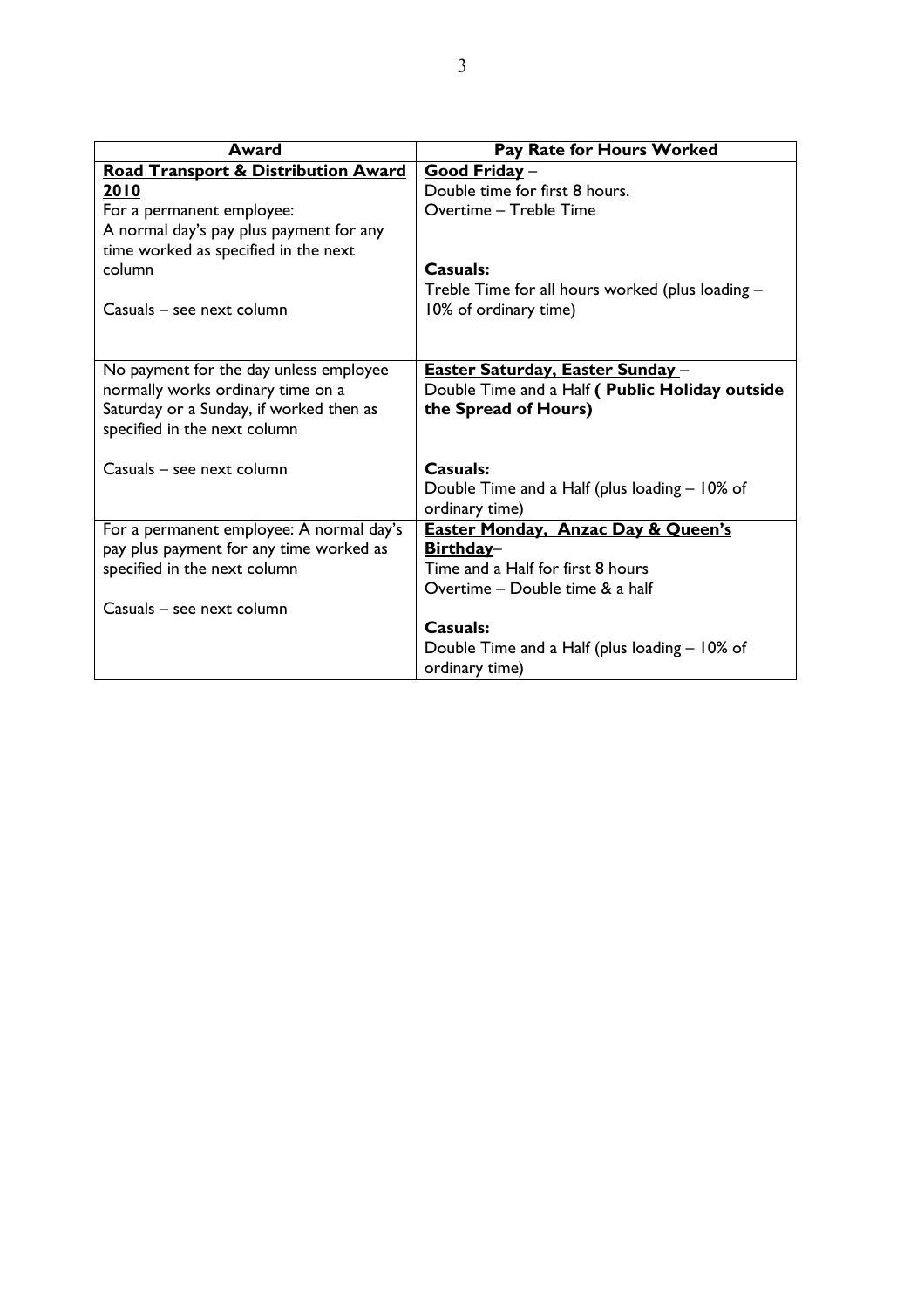| Award | Pay Rate for Hours Worked |
|---|---|
| **<u>Road Transport & Distribution Award 2010</u>**<br>For a permanent employee:<br>A normal day's pay plus payment for any time worked as specified in the next column<br><br>Casuals – see next column | **<u>Good Friday</u>** –<br>Double time for first 8 hours.<br>Overtime – Treble Time<br><br>**Casuals:**<br>Treble Time for all hours worked (plus loading – 10% of ordinary time) |
| No payment for the day unless employee normally works ordinary time on a Saturday or a Sunday, if worked then as specified in the next column<br><br>Casuals – see next column | **<u>Easter Saturday, Easter Sunday</u>** –<br>Double Time and a Half **( Public Holiday outside the Spread of Hours)**<br><br>**Casuals:**<br>Double Time and a Half (plus loading – 10% of ordinary time) |
| For a permanent employee: A normal day's pay plus payment for any time worked as specified in the next column<br><br>Casuals – see next column | **<u>Easter Monday, Anzac Day & Queen's Birthday</u>**–<br>Time and a Half for first 8 hours<br>Overtime – Double time & a half<br><br>**Casuals:**<br>Double Time and a Half (plus loading – 10% of ordinary time) |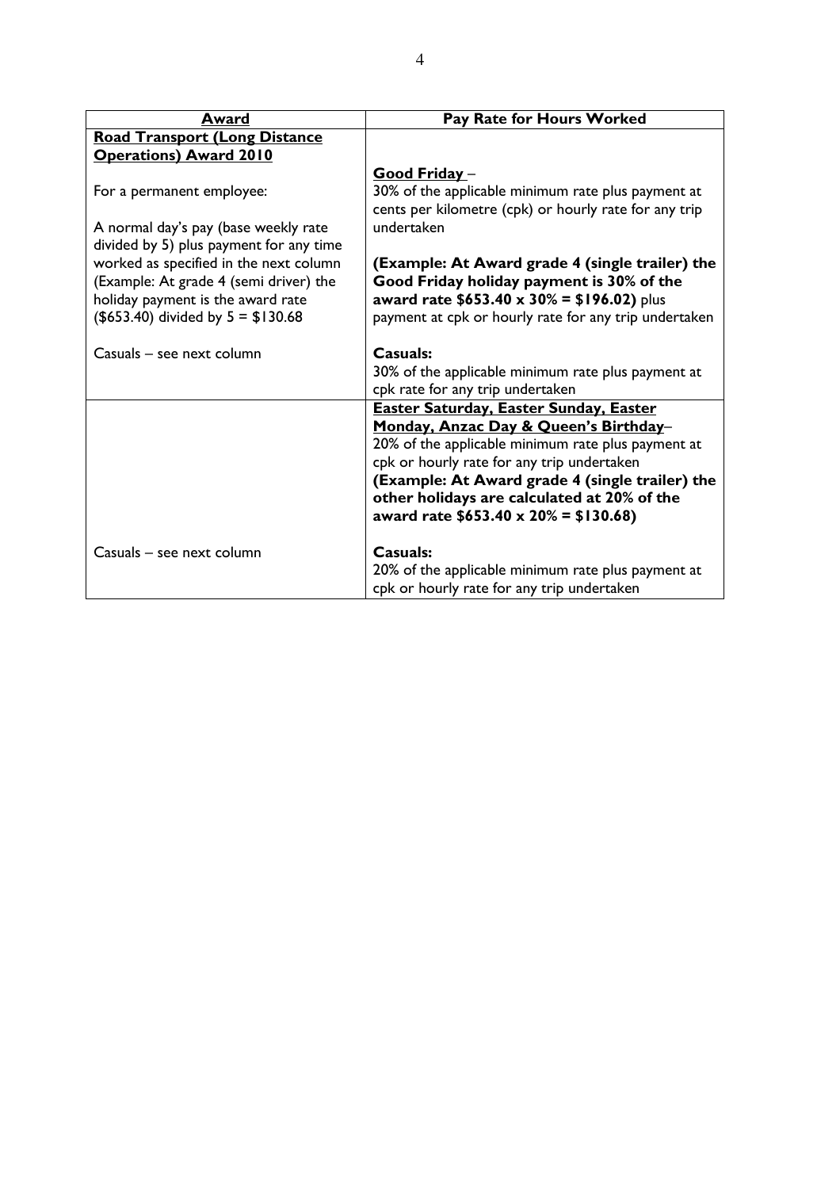| **Award** | **Pay Rate for Hours Worked** |
| --- | --- |
| **<u>Road Transport (Long Distance Operations) Award 2010</u>**<br><br>For a permanent employee:<br><br>A normal day's pay (base weekly rate divided by 5) plus payment for any time worked as specified in the next column (Example: At grade 4 (semi driver) the holiday payment is the award rate ($653.40) divided by 5 = $130.68<br><br>Casuals – see next column | **<u>Good Friday</u>** –<br>30% of the applicable minimum rate plus payment at cents per kilometre (cpk) or hourly rate for any trip undertaken<br><br>**(Example: At Award grade 4 (single trailer) the Good Friday holiday payment is 30% of the award rate $653.40 x 30% = $196.02)** plus payment at cpk or hourly rate for any trip undertaken<br><br>**Casuals:**<br>30% of the applicable minimum rate plus payment at cpk rate for any trip undertaken |
| <br><br><br><br><br><br><br>Casuals – see next column | **<u>Easter Saturday, Easter Sunday, Easter Monday, Anzac Day & Queen's Birthday</u>**–<br>20% of the applicable minimum rate plus payment at cpk or hourly rate for any trip undertaken<br>**(Example: At Award grade 4 (single trailer) the other holidays are calculated at 20% of the award rate $653.40 x 20% = $130.68)**<br><br>**Casuals:**<br>20% of the applicable minimum rate plus payment at cpk or hourly rate for any trip undertaken |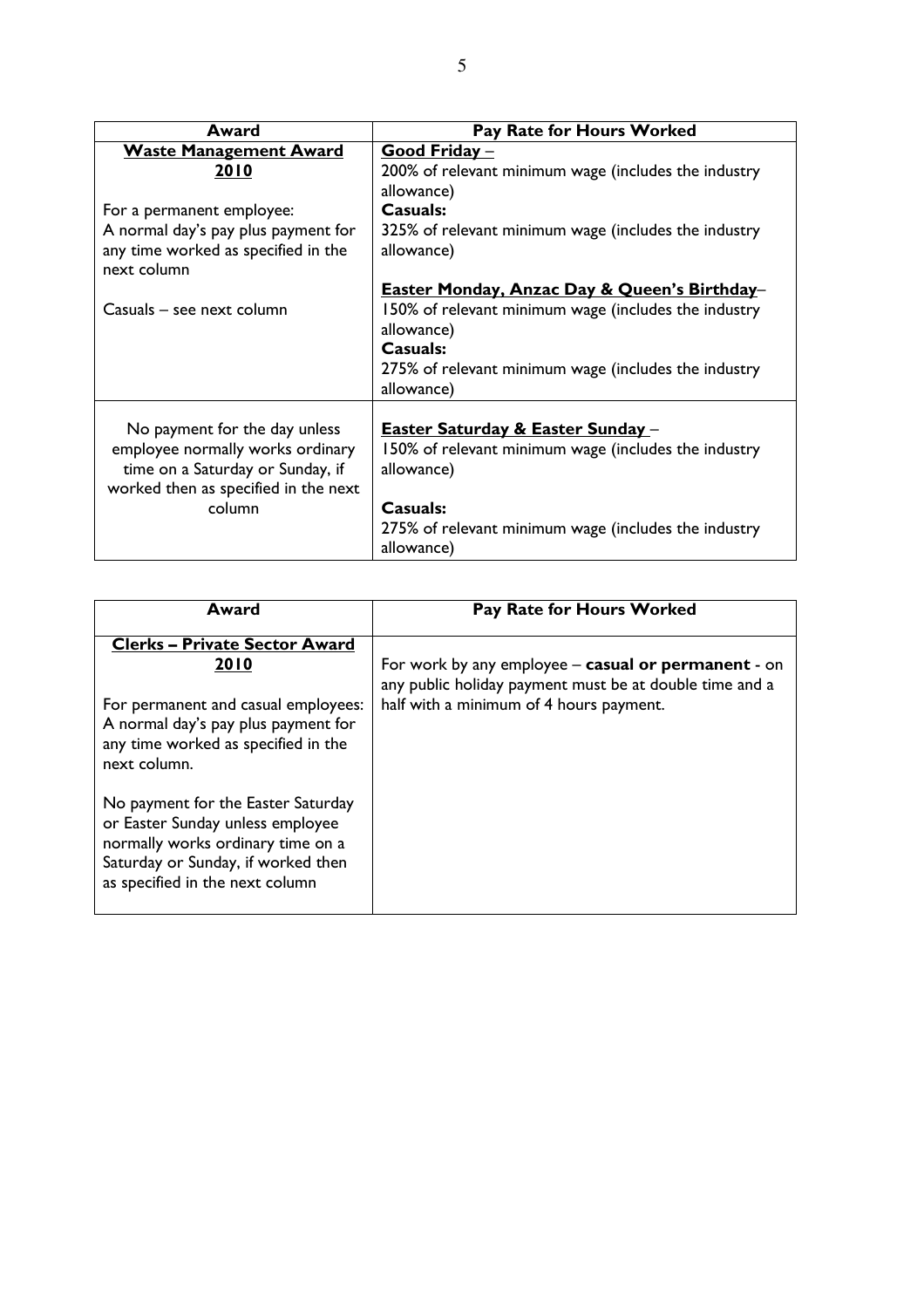| Award | Pay Rate for Hours Worked |
| --- | --- |
| **Waste Management Award 2010**<br><br>For a permanent employee:<br>A normal day's pay plus payment for any time worked as specified in the next column<br><br>Casuals – see next column | **Good Friday** –<br>200% of relevant minimum wage (includes the industry allowance)<br>**Casuals:**<br>325% of relevant minimum wage (includes the industry allowance)<br><br>**Easter Monday, Anzac Day & Queen's Birthday**–<br>150% of relevant minimum wage (includes the industry allowance)<br>**Casuals:**<br>275% of relevant minimum wage (includes the industry allowance) |
| No payment for the day unless employee normally works ordinary time on a Saturday or Sunday, if worked then as specified in the next column | **Easter Saturday & Easter Sunday** –<br>150% of relevant minimum wage (includes the industry allowance)<br><br>**Casuals:**<br>275% of relevant minimum wage (includes the industry allowance) |

| Award | Pay Rate for Hours Worked |
| --- | --- |
| **Clerks – Private Sector Award 2010**<br><br>For permanent and casual employees: A normal day's pay plus payment for any time worked as specified in the next column.<br><br>No payment for the Easter Saturday or Easter Sunday unless employee normally works ordinary time on a Saturday or Sunday, if worked then as specified in the next column | For work by any employee – **casual or permanent** - on any public holiday payment must be at double time and a half with a minimum of 4 hours payment. |